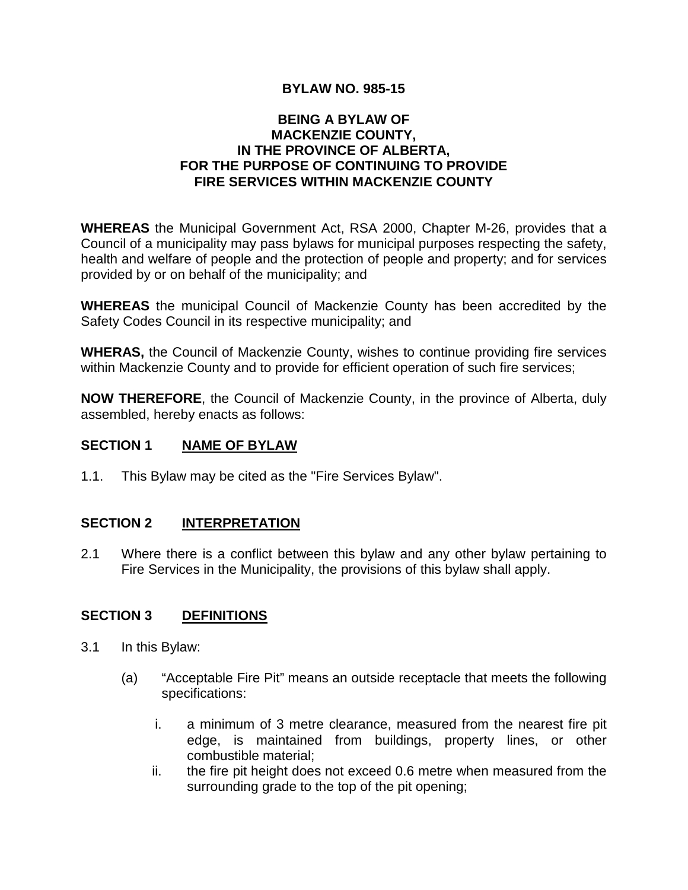# BYLAW NO. 985-15

## BEING A BYLAW OF MACKENZIE COUNTY, IN THE PROVINCE OF ALBERTA, FOR THE PURPOSE OF CONTINUING TO PROVIDE FIRE SERVICES WITHIN MACKENZIE COUNTY

**WHEREAS** the Municipal Government Act, RSA 2000, Chapter M-26, provides that a Council of a municipality may pass bylaws for municipal purposes respecting the safety, health and welfare of people and the protection of people and property; and for services provided by or on behalf of the municipality; and

**WHEREAS** the municipal Council of Mackenzie County has been accredited by the Safety Codes Council in its respective municipality; and

**WHERAS,** the Council of Mackenzie County, wishes to continue providing fire services within Mackenzie County and to provide for efficient operation of such fire services;

**NOW THEREFORE**, the Council of Mackenzie County, in the province of Alberta, duly assembled, hereby enacts as follows:

## SECTION 1 NAME OF BYLAW

1.1. This Bylaw may be cited as the "Fire Services Bylaw".

## SECTION 2 INTERPRETATION

2.1 Where there is a conflict between this bylaw and any other bylaw pertaining to Fire Services in the Municipality, the provisions of this bylaw shall apply.

## SECTION 3 DEFINITIONS

3.1 In this Bylaw:

(a) "Acceptable Fire Pit" means an outside receptacle that meets the following specifications:

i. a minimum of 3 metre clearance, measured from the nearest fire pit edge, is maintained from buildings, property lines, or other combustible material;

ii. the fire pit height does not exceed 0.6 metre when measured from the surrounding grade to the top of the pit opening;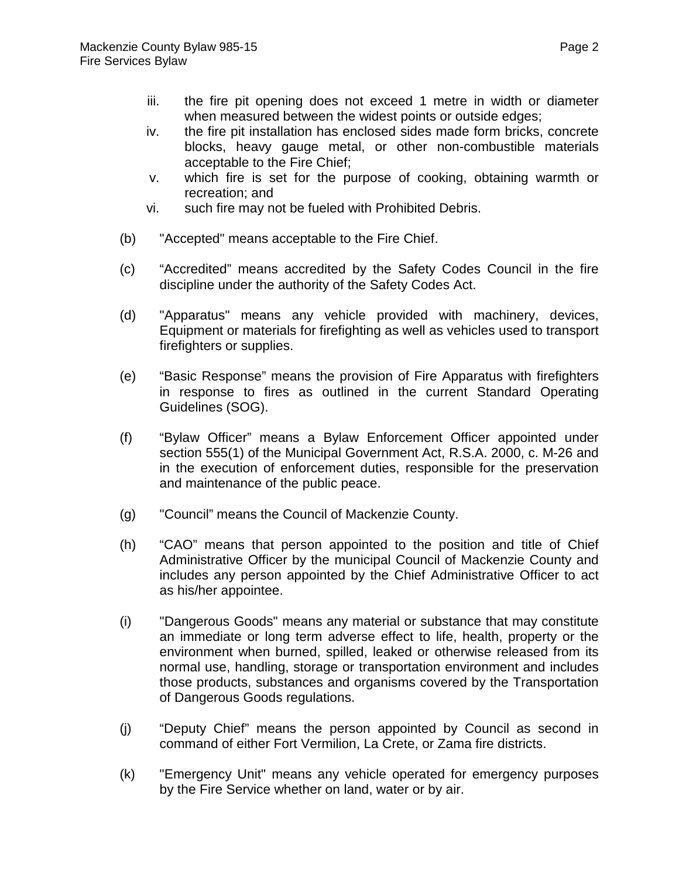iii. the fire pit opening does not exceed 1 metre in width or diameter when measured between the widest points or outside edges;

iv. the fire pit installation has enclosed sides made form bricks, concrete blocks, heavy gauge metal, or other non-combustible materials acceptable to the Fire Chief;

v. which fire is set for the purpose of cooking, obtaining warmth or recreation; and

vi. such fire may not be fueled with Prohibited Debris.

(b) "Accepted" means acceptable to the Fire Chief.

(c) “Accredited” means accredited by the Safety Codes Council in the fire discipline under the authority of the Safety Codes Act.

(d) "Apparatus" means any vehicle provided with machinery, devices, Equipment or materials for firefighting as well as vehicles used to transport firefighters or supplies.

(e) “Basic Response” means the provision of Fire Apparatus with firefighters in response to fires as outlined in the current Standard Operating Guidelines (SOG).

(f) “Bylaw Officer” means a Bylaw Enforcement Officer appointed under section 555(1) of the Municipal Government Act, R.S.A. 2000, c. M-26 and in the execution of enforcement duties, responsible for the preservation and maintenance of the public peace.

(g) "Council” means the Council of Mackenzie County.

(h) “CAO” means that person appointed to the position and title of Chief Administrative Officer by the municipal Council of Mackenzie County and includes any person appointed by the Chief Administrative Officer to act as his/her appointee.

(i) "Dangerous Goods" means any material or substance that may constitute an immediate or long term adverse effect to life, health, property or the environment when burned, spilled, leaked or otherwise released from its normal use, handling, storage or transportation environment and includes those products, substances and organisms covered by the Transportation of Dangerous Goods regulations.

(j) “Deputy Chief” means the person appointed by Council as second in command of either Fort Vermilion, La Crete, or Zama fire districts.

(k) "Emergency Unit" means any vehicle operated for emergency purposes by the Fire Service whether on land, water or by air.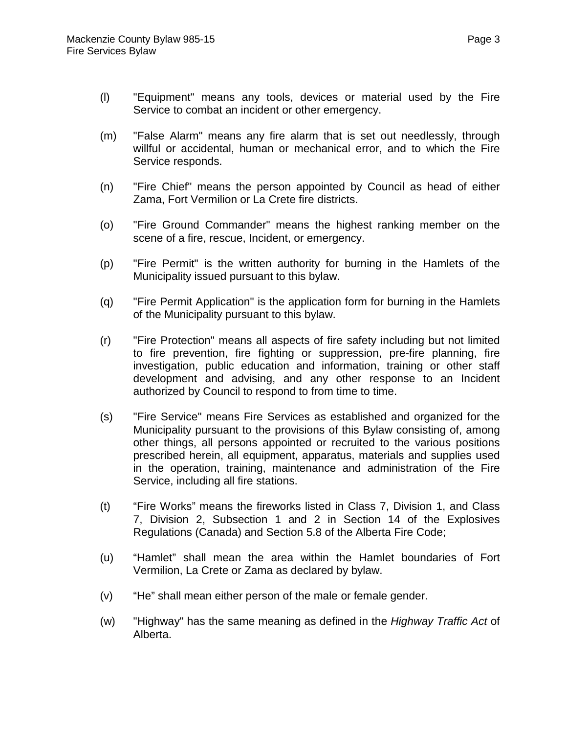(l) "Equipment" means any tools, devices or material used by the Fire Service to combat an incident or other emergency.

(m) "False Alarm" means any fire alarm that is set out needlessly, through willful or accidental, human or mechanical error, and to which the Fire Service responds.

(n) "Fire Chief" means the person appointed by Council as head of either Zama, Fort Vermilion or La Crete fire districts.

(o) "Fire Ground Commander" means the highest ranking member on the scene of a fire, rescue, Incident, or emergency.

(p) "Fire Permit" is the written authority for burning in the Hamlets of the Municipality issued pursuant to this bylaw.

(q) "Fire Permit Application" is the application form for burning in the Hamlets of the Municipality pursuant to this bylaw.

(r) "Fire Protection" means all aspects of fire safety including but not limited to fire prevention, fire fighting or suppression, pre-fire planning, fire investigation, public education and information, training or other staff development and advising, and any other response to an Incident authorized by Council to respond to from time to time.

(s) "Fire Service" means Fire Services as established and organized for the Municipality pursuant to the provisions of this Bylaw consisting of, among other things, all persons appointed or recruited to the various positions prescribed herein, all equipment, apparatus, materials and supplies used in the operation, training, maintenance and administration of the Fire Service, including all fire stations.

(t) “Fire Works” means the fireworks listed in Class 7, Division 1, and Class 7, Division 2, Subsection 1 and 2 in Section 14 of the Explosives Regulations (Canada) and Section 5.8 of the Alberta Fire Code;

(u) “Hamlet” shall mean the area within the Hamlet boundaries of Fort Vermilion, La Crete or Zama as declared by bylaw.

(v) “He” shall mean either person of the male or female gender.

(w) "Highway" has the same meaning as defined in the *Highway Traffic Act* of Alberta.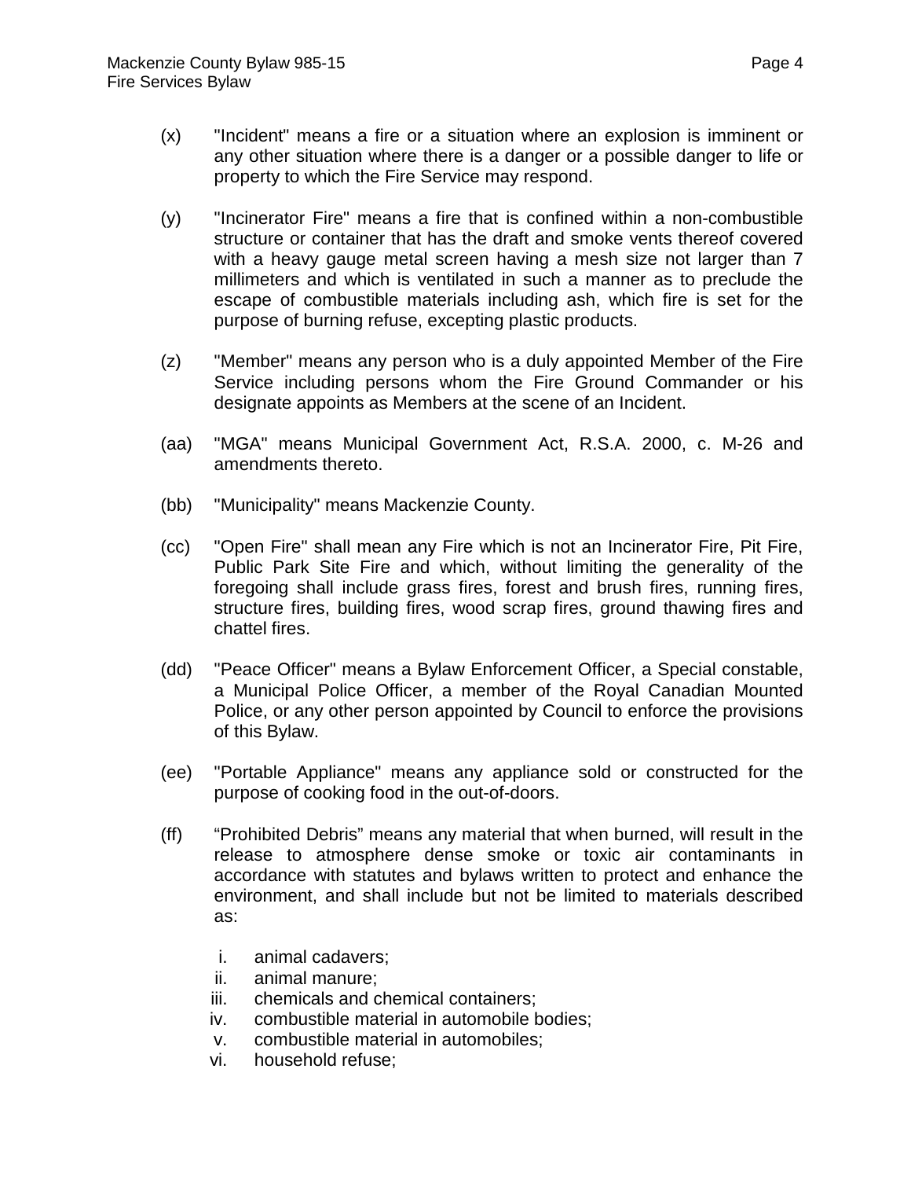(x) "Incident" means a fire or a situation where an explosion is imminent or any other situation where there is a danger or a possible danger to life or property to which the Fire Service may respond.

(y) "Incinerator Fire" means a fire that is confined within a non-combustible structure or container that has the draft and smoke vents thereof covered with a heavy gauge metal screen having a mesh size not larger than 7 millimeters and which is ventilated in such a manner as to preclude the escape of combustible materials including ash, which fire is set for the purpose of burning refuse, excepting plastic products.

(z) "Member" means any person who is a duly appointed Member of the Fire Service including persons whom the Fire Ground Commander or his designate appoints as Members at the scene of an Incident.

(aa) "MGA" means Municipal Government Act, R.S.A. 2000, c. M-26 and amendments thereto.

(bb) "Municipality" means Mackenzie County.

(cc) "Open Fire" shall mean any Fire which is not an Incinerator Fire, Pit Fire, Public Park Site Fire and which, without limiting the generality of the foregoing shall include grass fires, forest and brush fires, running fires, structure fires, building fires, wood scrap fires, ground thawing fires and chattel fires.

(dd) "Peace Officer" means a Bylaw Enforcement Officer, a Special constable, a Municipal Police Officer, a member of the Royal Canadian Mounted Police, or any other person appointed by Council to enforce the provisions of this Bylaw.

(ee) "Portable Appliance" means any appliance sold or constructed for the purpose of cooking food in the out-of-doors.

(ff) “Prohibited Debris” means any material that when burned, will result in the release to atmosphere dense smoke or toxic air contaminants in accordance with statutes and bylaws written to protect and enhance the environment, and shall include but not be limited to materials described as:

   i. animal cadavers;
   ii. animal manure;
   iii. chemicals and chemical containers;
   iv. combustible material in automobile bodies;
   v. combustible material in automobiles;
   vi. household refuse;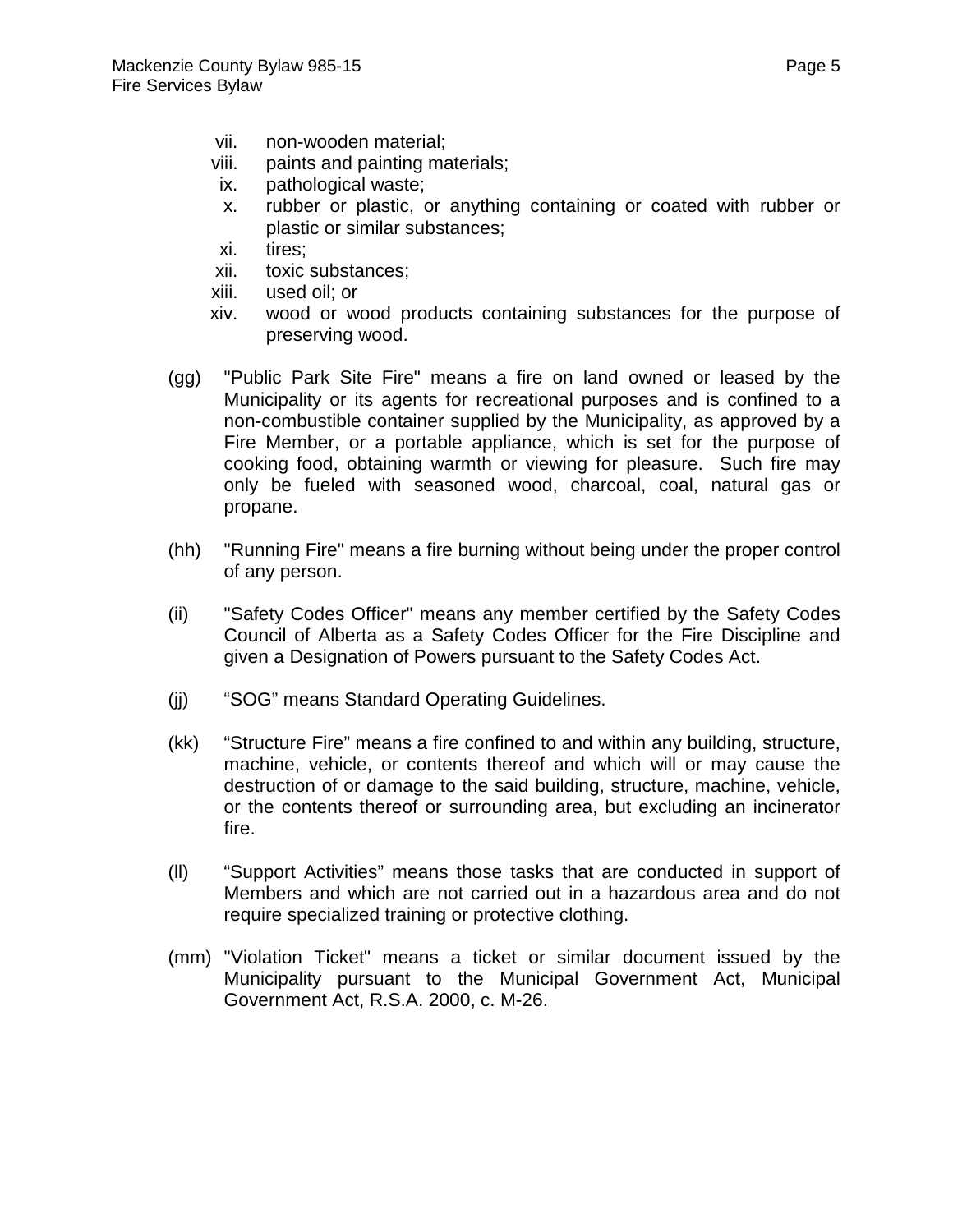vii. non-wooden material;
viii. paints and painting materials;
ix. pathological waste;
x. rubber or plastic, or anything containing or coated with rubber or plastic or similar substances;
xi. tires;
xii. toxic substances;
xiii. used oil; or
xiv. wood or wood products containing substances for the purpose of preserving wood.

(gg) "Public Park Site Fire" means a fire on land owned or leased by the Municipality or its agents for recreational purposes and is confined to a non-combustible container supplied by the Municipality, as approved by a Fire Member, or a portable appliance, which is set for the purpose of cooking food, obtaining warmth or viewing for pleasure. Such fire may only be fueled with seasoned wood, charcoal, coal, natural gas or propane.

(hh) "Running Fire" means a fire burning without being under the proper control of any person.

(ii) "Safety Codes Officer" means any member certified by the Safety Codes Council of Alberta as a Safety Codes Officer for the Fire Discipline and given a Designation of Powers pursuant to the Safety Codes Act.

(jj) "SOG" means Standard Operating Guidelines.

(kk) "Structure Fire" means a fire confined to and within any building, structure, machine, vehicle, or contents thereof and which will or may cause the destruction of or damage to the said building, structure, machine, vehicle, or the contents thereof or surrounding area, but excluding an incinerator fire.

(ll) "Support Activities" means those tasks that are conducted in support of Members and which are not carried out in a hazardous area and do not require specialized training or protective clothing.

(mm) "Violation Ticket" means a ticket or similar document issued by the Municipality pursuant to the Municipal Government Act, Municipal Government Act, R.S.A. 2000, c. M-26.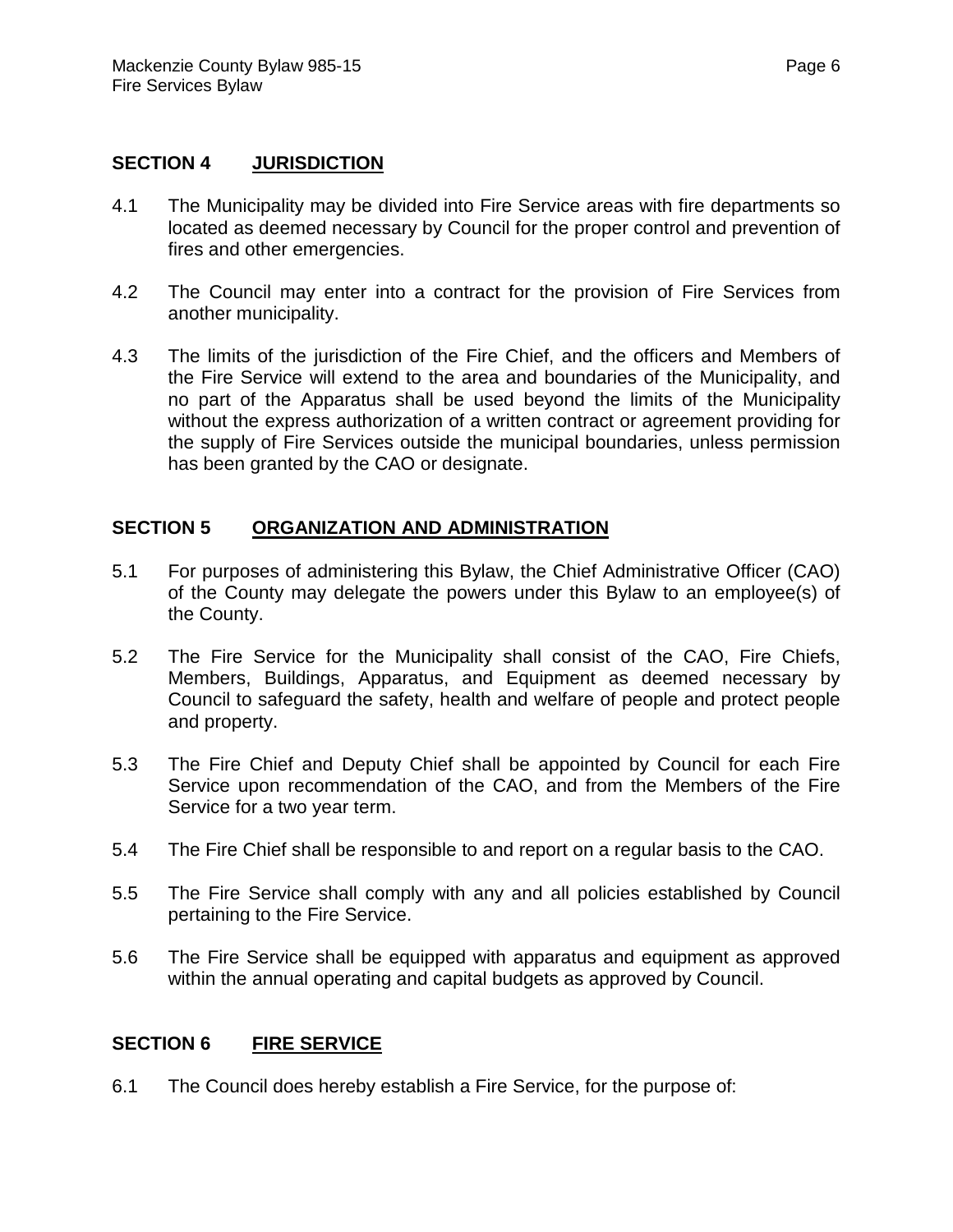## SECTION 4 JURISDICTION

4.1 The Municipality may be divided into Fire Service areas with fire departments so located as deemed necessary by Council for the proper control and prevention of fires and other emergencies.

4.2 The Council may enter into a contract for the provision of Fire Services from another municipality.

4.3 The limits of the jurisdiction of the Fire Chief, and the officers and Members of the Fire Service will extend to the area and boundaries of the Municipality, and no part of the Apparatus shall be used beyond the limits of the Municipality without the express authorization of a written contract or agreement providing for the supply of Fire Services outside the municipal boundaries, unless permission has been granted by the CAO or designate.

## SECTION 5 ORGANIZATION AND ADMINISTRATION

5.1 For purposes of administering this Bylaw, the Chief Administrative Officer (CAO) of the County may delegate the powers under this Bylaw to an employee(s) of the County.

5.2 The Fire Service for the Municipality shall consist of the CAO, Fire Chiefs, Members, Buildings, Apparatus, and Equipment as deemed necessary by Council to safeguard the safety, health and welfare of people and protect people and property.

5.3 The Fire Chief and Deputy Chief shall be appointed by Council for each Fire Service upon recommendation of the CAO, and from the Members of the Fire Service for a two year term.

5.4 The Fire Chief shall be responsible to and report on a regular basis to the CAO.

5.5 The Fire Service shall comply with any and all policies established by Council pertaining to the Fire Service.

5.6 The Fire Service shall be equipped with apparatus and equipment as approved within the annual operating and capital budgets as approved by Council.

## SECTION 6 FIRE SERVICE

6.1 The Council does hereby establish a Fire Service, for the purpose of: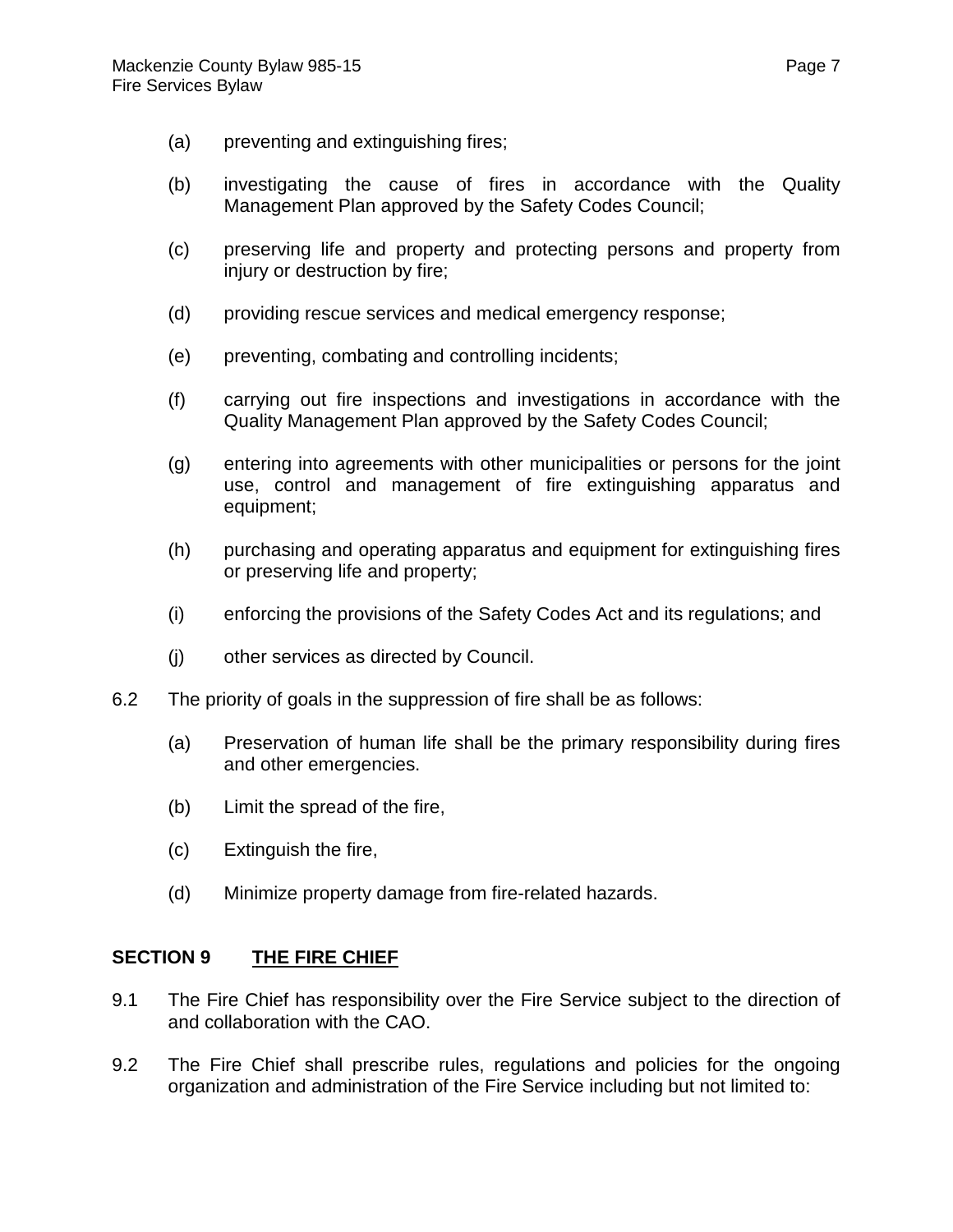(a) preventing and extinguishing fires;

(b) investigating the cause of fires in accordance with the Quality Management Plan approved by the Safety Codes Council;

(c) preserving life and property and protecting persons and property from injury or destruction by fire;

(d) providing rescue services and medical emergency response;

(e) preventing, combating and controlling incidents;

(f) carrying out fire inspections and investigations in accordance with the Quality Management Plan approved by the Safety Codes Council;

(g) entering into agreements with other municipalities or persons for the joint use, control and management of fire extinguishing apparatus and equipment;

(h) purchasing and operating apparatus and equipment for extinguishing fires or preserving life and property;

(i) enforcing the provisions of the Safety Codes Act and its regulations; and

(j) other services as directed by Council.

6.2 The priority of goals in the suppression of fire shall be as follows:

(a) Preservation of human life shall be the primary responsibility during fires and other emergencies.

(b) Limit the spread of the fire,

(c) Extinguish the fire,

(d) Minimize property damage from fire-related hazards.

## SECTION 9 THE FIRE CHIEF

9.1 The Fire Chief has responsibility over the Fire Service subject to the direction of and collaboration with the CAO.

9.2 The Fire Chief shall prescribe rules, regulations and policies for the ongoing organization and administration of the Fire Service including but not limited to: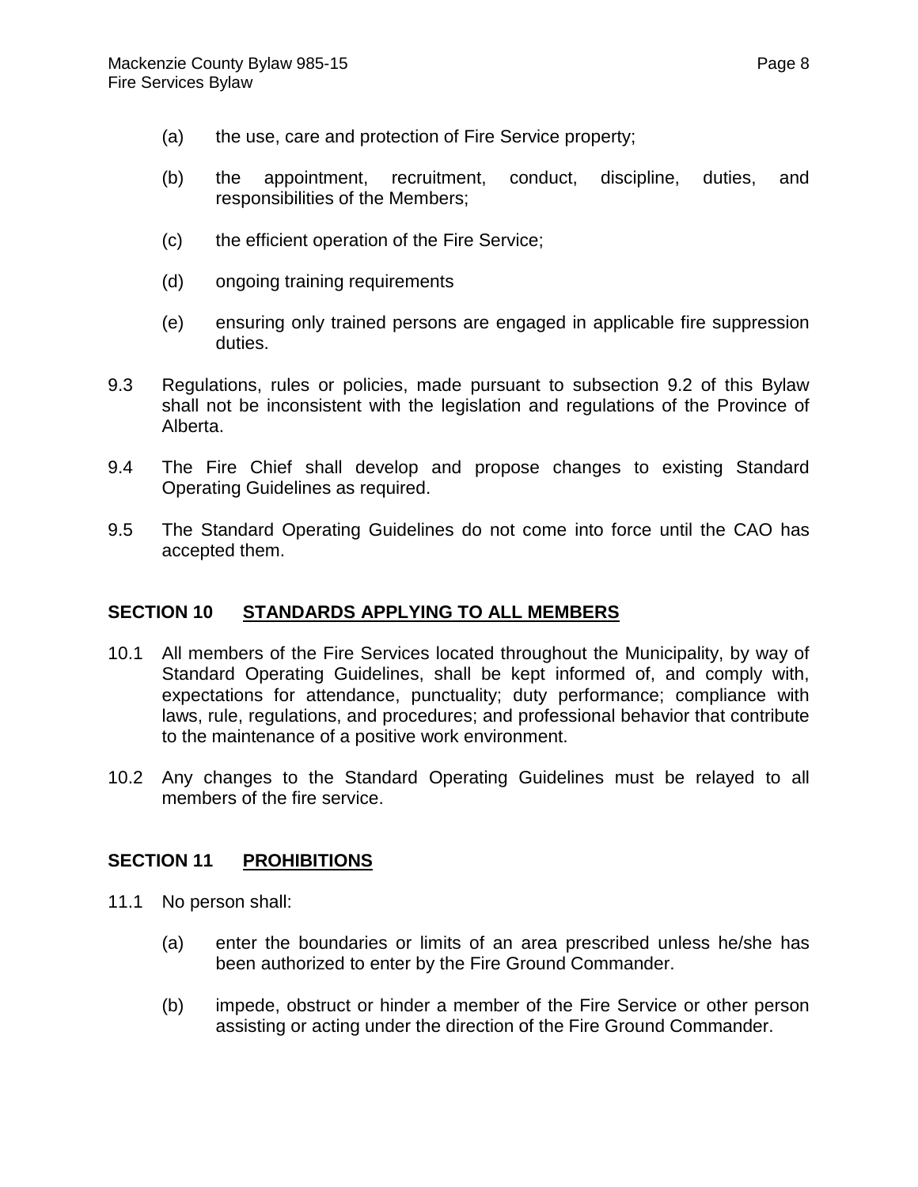(a) the use, care and protection of Fire Service property;

(b) the appointment, recruitment, conduct, discipline, duties, and responsibilities of the Members;

(c) the efficient operation of the Fire Service;

(d) ongoing training requirements

(e) ensuring only trained persons are engaged in applicable fire suppression duties.

9.3 Regulations, rules or policies, made pursuant to subsection 9.2 of this Bylaw shall not be inconsistent with the legislation and regulations of the Province of Alberta.

9.4 The Fire Chief shall develop and propose changes to existing Standard Operating Guidelines as required.

9.5 The Standard Operating Guidelines do not come into force until the CAO has accepted them.

## SECTION 10 STANDARDS APPLYING TO ALL MEMBERS

10.1 All members of the Fire Services located throughout the Municipality, by way of Standard Operating Guidelines, shall be kept informed of, and comply with, expectations for attendance, punctuality; duty performance; compliance with laws, rule, regulations, and procedures; and professional behavior that contribute to the maintenance of a positive work environment.

10.2 Any changes to the Standard Operating Guidelines must be relayed to all members of the fire service.

## SECTION 11 PROHIBITIONS

11.1 No person shall:

(a) enter the boundaries or limits of an area prescribed unless he/she has been authorized to enter by the Fire Ground Commander.

(b) impede, obstruct or hinder a member of the Fire Service or other person assisting or acting under the direction of the Fire Ground Commander.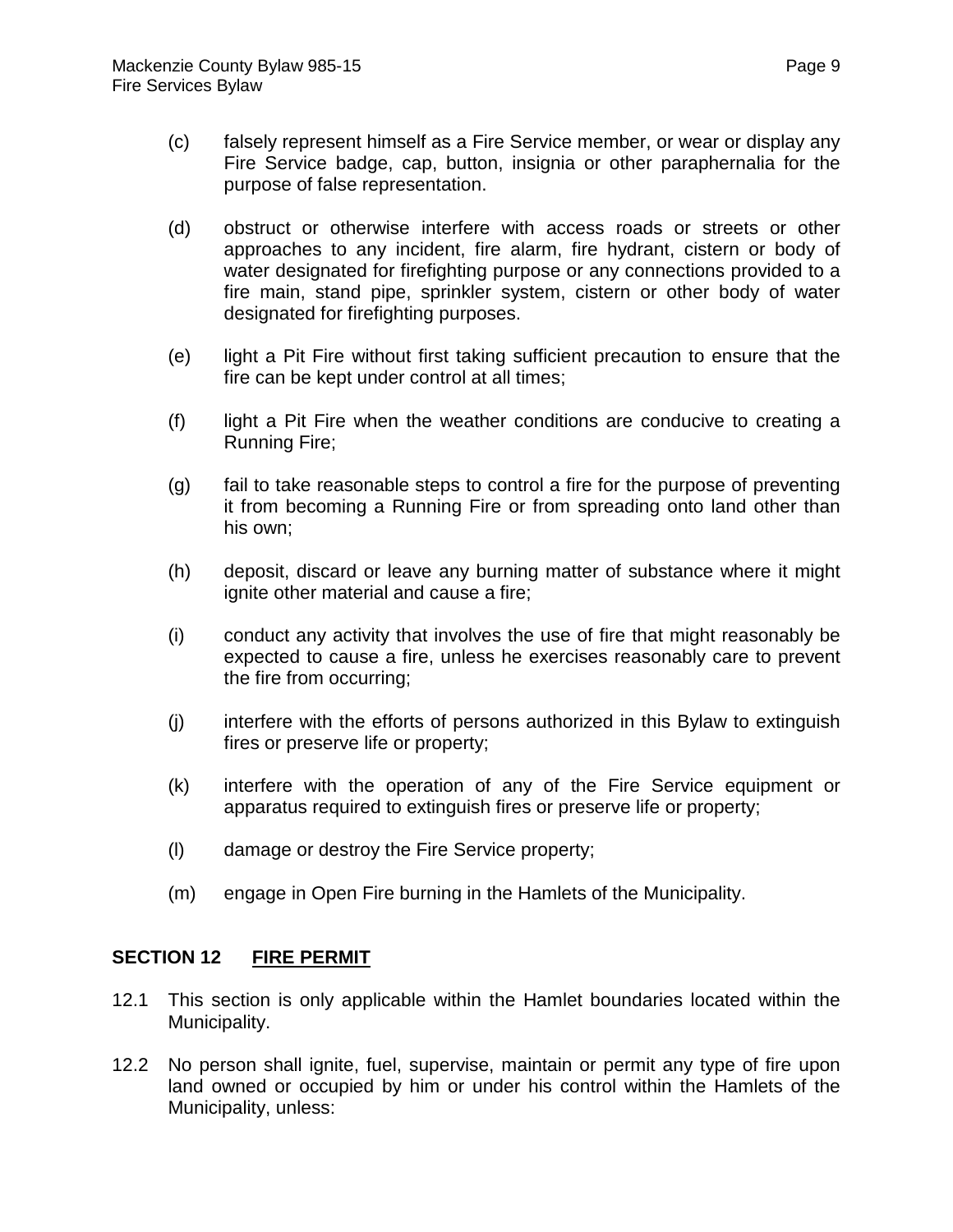(c) falsely represent himself as a Fire Service member, or wear or display any Fire Service badge, cap, button, insignia or other paraphernalia for the purpose of false representation.

(d) obstruct or otherwise interfere with access roads or streets or other approaches to any incident, fire alarm, fire hydrant, cistern or body of water designated for firefighting purpose or any connections provided to a fire main, stand pipe, sprinkler system, cistern or other body of water designated for firefighting purposes.

(e) light a Pit Fire without first taking sufficient precaution to ensure that the fire can be kept under control at all times;

(f) light a Pit Fire when the weather conditions are conducive to creating a Running Fire;

(g) fail to take reasonable steps to control a fire for the purpose of preventing it from becoming a Running Fire or from spreading onto land other than his own;

(h) deposit, discard or leave any burning matter of substance where it might ignite other material and cause a fire;

(i) conduct any activity that involves the use of fire that might reasonably be expected to cause a fire, unless he exercises reasonably care to prevent the fire from occurring;

(j) interfere with the efforts of persons authorized in this Bylaw to extinguish fires or preserve life or property;

(k) interfere with the operation of any of the Fire Service equipment or apparatus required to extinguish fires or preserve life or property;

(l) damage or destroy the Fire Service property;

(m) engage in Open Fire burning in the Hamlets of the Municipality.

## SECTION 12 FIRE PERMIT

12.1 This section is only applicable within the Hamlet boundaries located within the Municipality.

12.2 No person shall ignite, fuel, supervise, maintain or permit any type of fire upon land owned or occupied by him or under his control within the Hamlets of the Municipality, unless: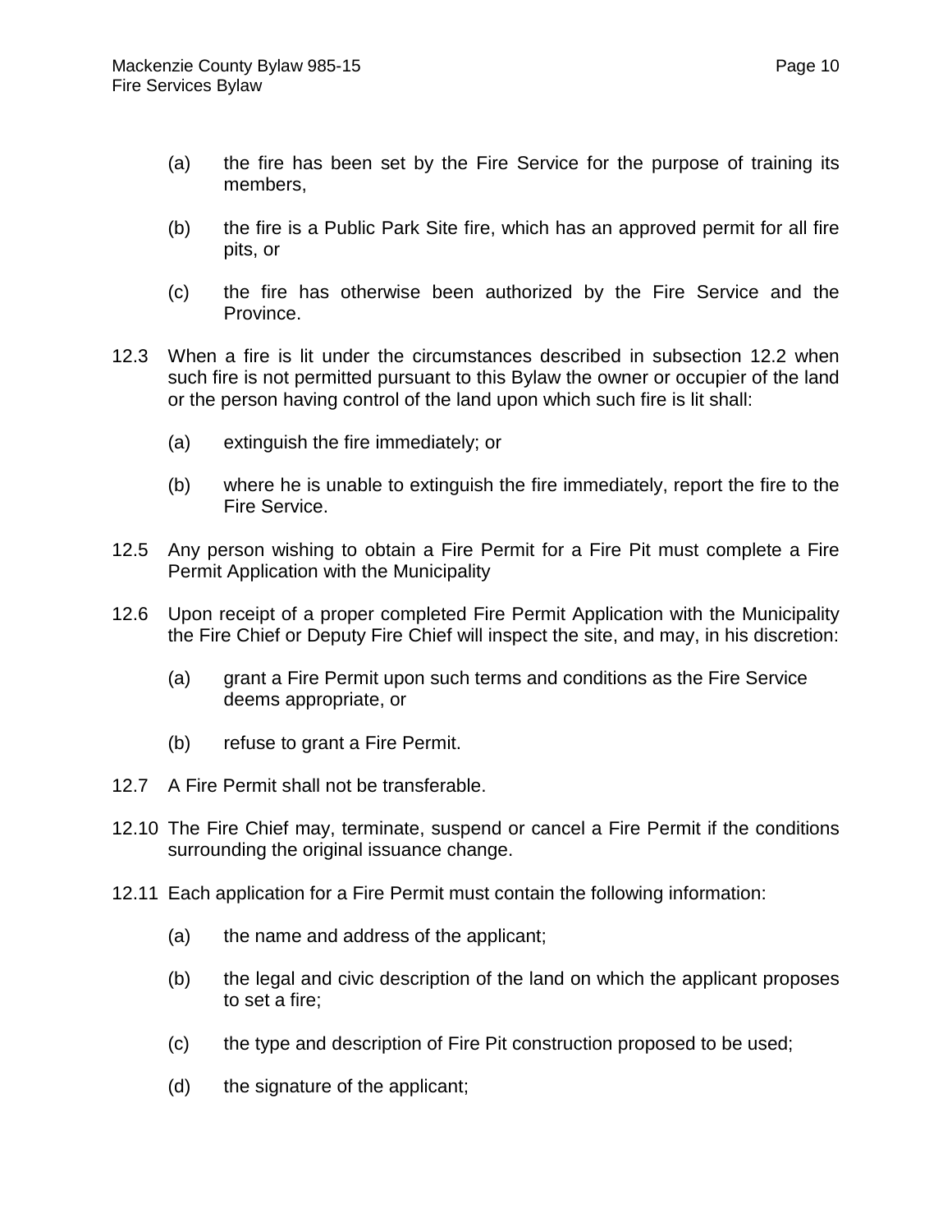(a) the fire has been set by the Fire Service for the purpose of training its members,

(b) the fire is a Public Park Site fire, which has an approved permit for all fire pits, or

(c) the fire has otherwise been authorized by the Fire Service and the Province.

12.3 When a fire is lit under the circumstances described in subsection 12.2 when such fire is not permitted pursuant to this Bylaw the owner or occupier of the land or the person having control of the land upon which such fire is lit shall:

(a) extinguish the fire immediately; or

(b) where he is unable to extinguish the fire immediately, report the fire to the Fire Service.

12.5 Any person wishing to obtain a Fire Permit for a Fire Pit must complete a Fire Permit Application with the Municipality

12.6 Upon receipt of a proper completed Fire Permit Application with the Municipality the Fire Chief or Deputy Fire Chief will inspect the site, and may, in his discretion:

(a) grant a Fire Permit upon such terms and conditions as the Fire Service deems appropriate, or

(b) refuse to grant a Fire Permit.

12.7 A Fire Permit shall not be transferable.

12.10 The Fire Chief may, terminate, suspend or cancel a Fire Permit if the conditions surrounding the original issuance change.

12.11 Each application for a Fire Permit must contain the following information:

(a) the name and address of the applicant;

(b) the legal and civic description of the land on which the applicant proposes to set a fire;

(c) the type and description of Fire Pit construction proposed to be used;

(d) the signature of the applicant;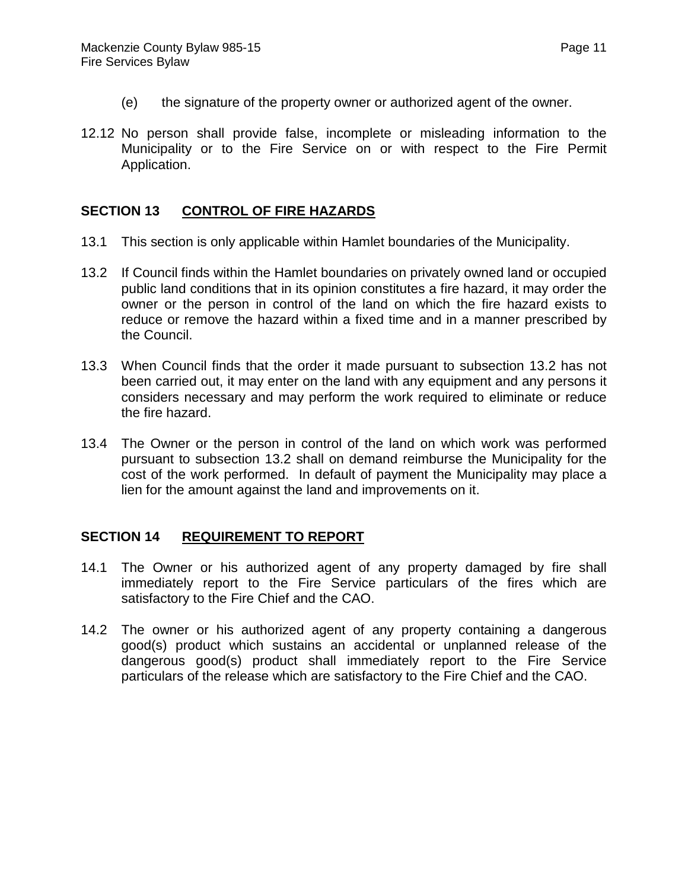(e) the signature of the property owner or authorized agent of the owner.

12.12 No person shall provide false, incomplete or misleading information to the Municipality or to the Fire Service on or with respect to the Fire Permit Application.

## SECTION 13 CONTROL OF FIRE HAZARDS

13.1 This section is only applicable within Hamlet boundaries of the Municipality.

13.2 If Council finds within the Hamlet boundaries on privately owned land or occupied public land conditions that in its opinion constitutes a fire hazard, it may order the owner or the person in control of the land on which the fire hazard exists to reduce or remove the hazard within a fixed time and in a manner prescribed by the Council.

13.3 When Council finds that the order it made pursuant to subsection 13.2 has not been carried out, it may enter on the land with any equipment and any persons it considers necessary and may perform the work required to eliminate or reduce the fire hazard.

13.4 The Owner or the person in control of the land on which work was performed pursuant to subsection 13.2 shall on demand reimburse the Municipality for the cost of the work performed. In default of payment the Municipality may place a lien for the amount against the land and improvements on it.

## SECTION 14 REQUIREMENT TO REPORT

14.1 The Owner or his authorized agent of any property damaged by fire shall immediately report to the Fire Service particulars of the fires which are satisfactory to the Fire Chief and the CAO.

14.2 The owner or his authorized agent of any property containing a dangerous good(s) product which sustains an accidental or unplanned release of the dangerous good(s) product shall immediately report to the Fire Service particulars of the release which are satisfactory to the Fire Chief and the CAO.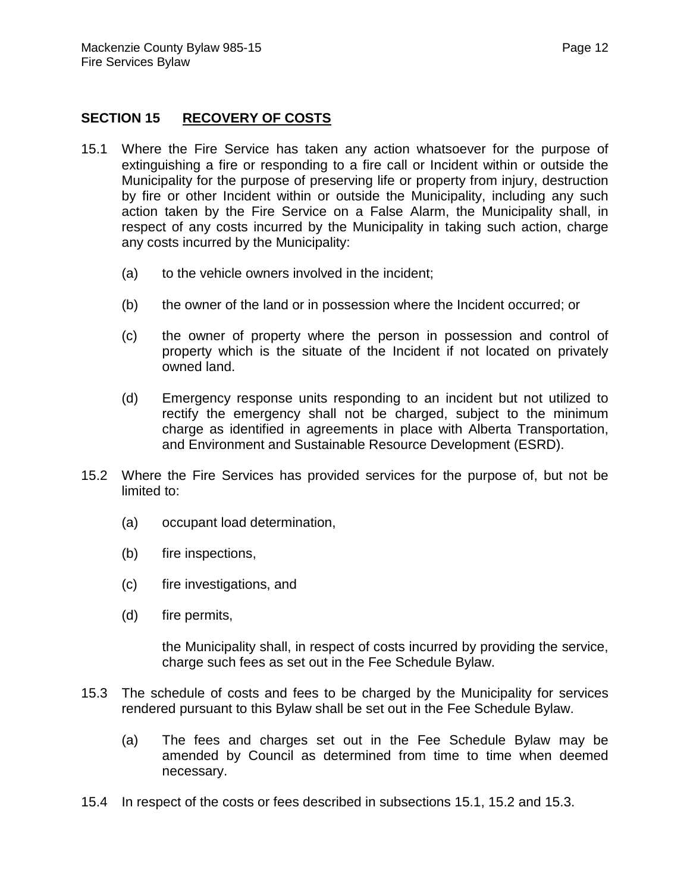## SECTION 15 RECOVERY OF COSTS

15.1 Where the Fire Service has taken any action whatsoever for the purpose of extinguishing a fire or responding to a fire call or Incident within or outside the Municipality for the purpose of preserving life or property from injury, destruction by fire or other Incident within or outside the Municipality, including any such action taken by the Fire Service on a False Alarm, the Municipality shall, in respect of any costs incurred by the Municipality in taking such action, charge any costs incurred by the Municipality:

(a) to the vehicle owners involved in the incident;

(b) the owner of the land or in possession where the Incident occurred; or

(c) the owner of property where the person in possession and control of property which is the situate of the Incident if not located on privately owned land.

(d) Emergency response units responding to an incident but not utilized to rectify the emergency shall not be charged, subject to the minimum charge as identified in agreements in place with Alberta Transportation, and Environment and Sustainable Resource Development (ESRD).

15.2 Where the Fire Services has provided services for the purpose of, but not be limited to:

(a) occupant load determination,

(b) fire inspections,

(c) fire investigations, and

(d) fire permits,

the Municipality shall, in respect of costs incurred by providing the service, charge such fees as set out in the Fee Schedule Bylaw.

15.3 The schedule of costs and fees to be charged by the Municipality for services rendered pursuant to this Bylaw shall be set out in the Fee Schedule Bylaw.

(a) The fees and charges set out in the Fee Schedule Bylaw may be amended by Council as determined from time to time when deemed necessary.

15.4 In respect of the costs or fees described in subsections 15.1, 15.2 and 15.3.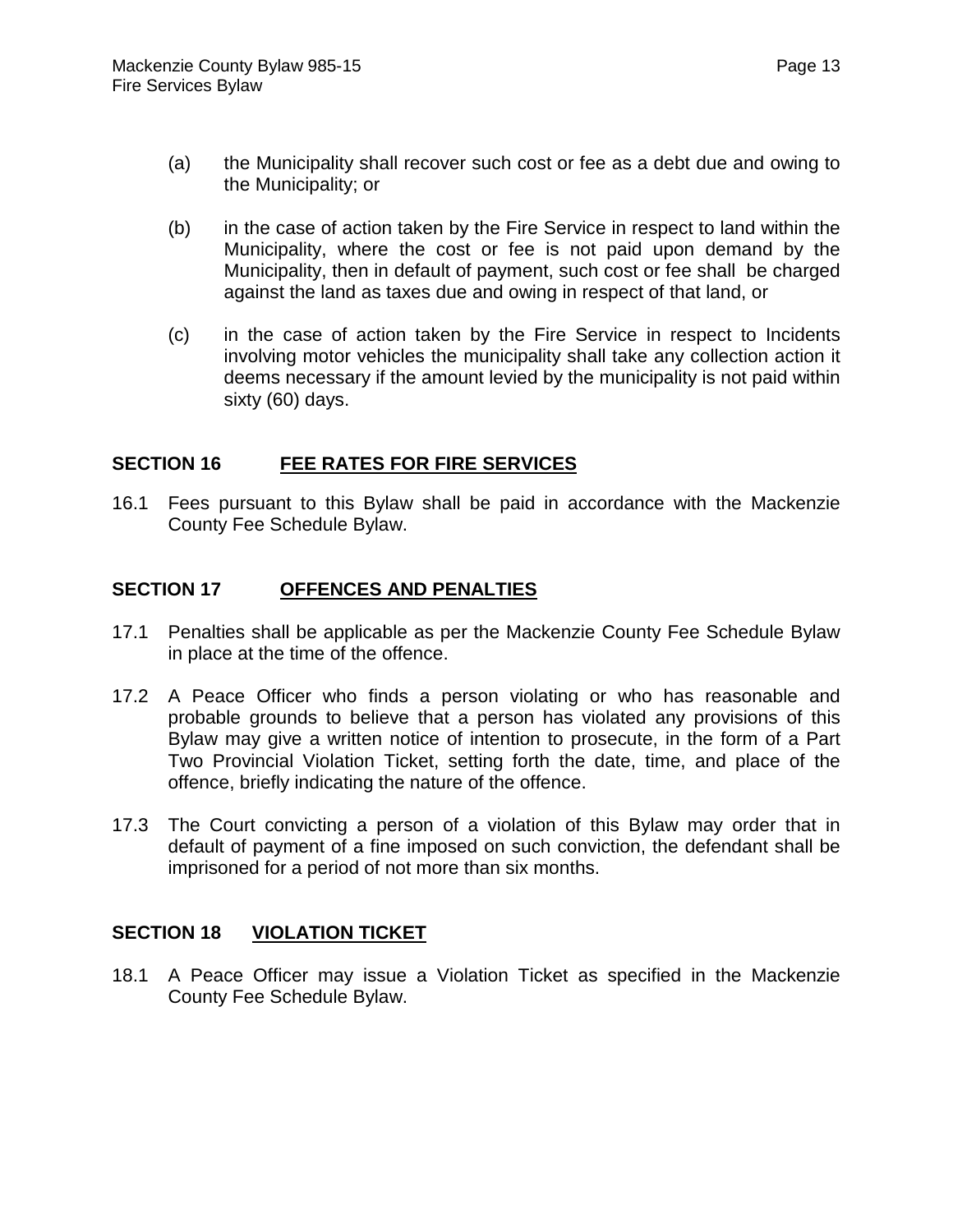(a) the Municipality shall recover such cost or fee as a debt due and owing to the Municipality; or

(b) in the case of action taken by the Fire Service in respect to land within the Municipality, where the cost or fee is not paid upon demand by the Municipality, then in default of payment, such cost or fee shall be charged against the land as taxes due and owing in respect of that land, or

(c) in the case of action taken by the Fire Service in respect to Incidents involving motor vehicles the municipality shall take any collection action it deems necessary if the amount levied by the municipality is not paid within sixty (60) days.

## SECTION 16 FEE RATES FOR FIRE SERVICES

16.1 Fees pursuant to this Bylaw shall be paid in accordance with the Mackenzie County Fee Schedule Bylaw.

## SECTION 17 OFFENCES AND PENALTIES

17.1 Penalties shall be applicable as per the Mackenzie County Fee Schedule Bylaw in place at the time of the offence.

17.2 A Peace Officer who finds a person violating or who has reasonable and probable grounds to believe that a person has violated any provisions of this Bylaw may give a written notice of intention to prosecute, in the form of a Part Two Provincial Violation Ticket, setting forth the date, time, and place of the offence, briefly indicating the nature of the offence.

17.3 The Court convicting a person of a violation of this Bylaw may order that in default of payment of a fine imposed on such conviction, the defendant shall be imprisoned for a period of not more than six months.

## SECTION 18 VIOLATION TICKET

18.1 A Peace Officer may issue a Violation Ticket as specified in the Mackenzie County Fee Schedule Bylaw.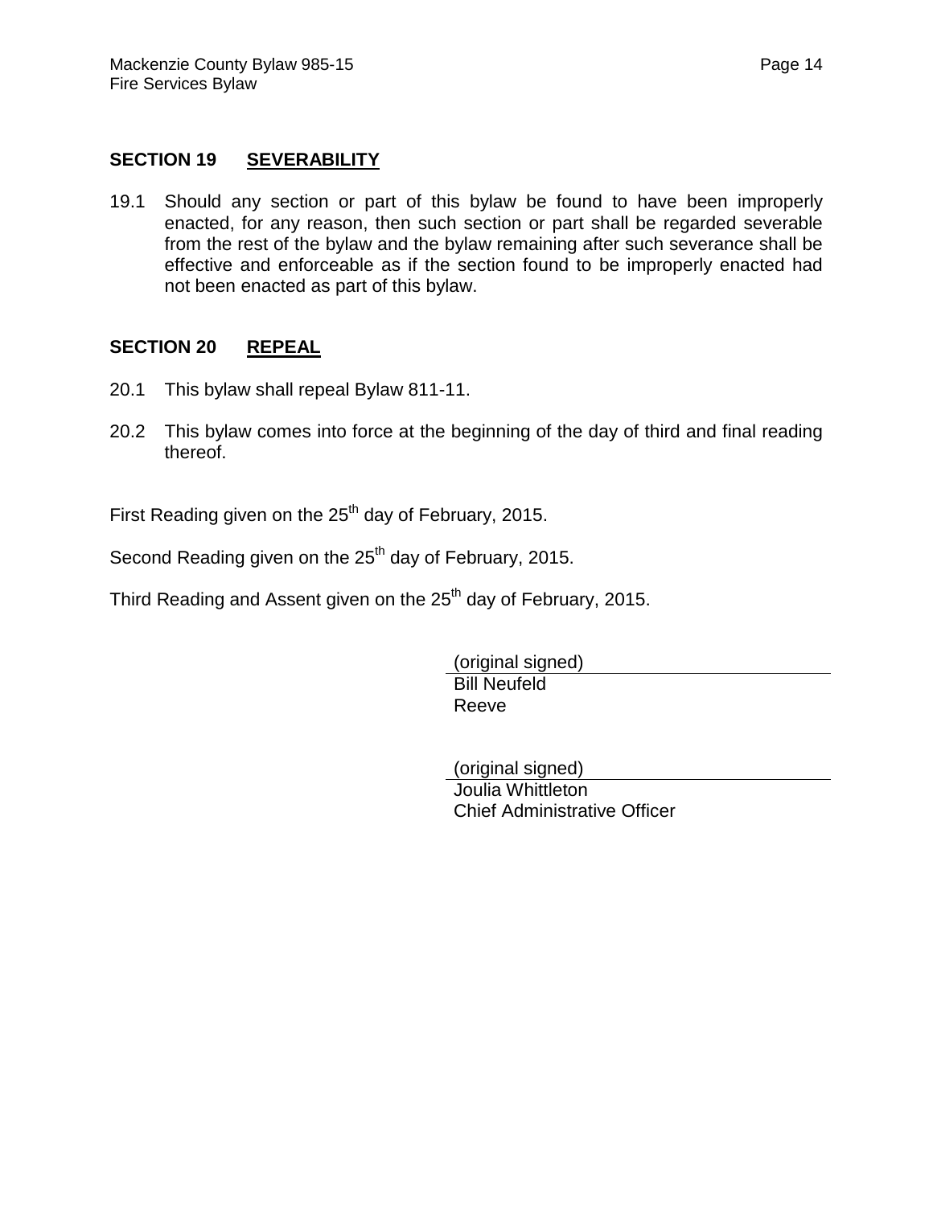## SECTION 19 SEVERABILITY

19.1 Should any section or part of this bylaw be found to have been improperly enacted, for any reason, then such section or part shall be regarded severable from the rest of the bylaw and the bylaw remaining after such severance shall be effective and enforceable as if the section found to be improperly enacted had not been enacted as part of this bylaw.

## SECTION 20 REPEAL

20.1 This bylaw shall repeal Bylaw 811-11.

20.2 This bylaw comes into force at the beginning of the day of third and final reading thereof.

First Reading given on the 25th day of February, 2015.

Second Reading given on the 25th day of February, 2015.

Third Reading and Assent given on the 25th day of February, 2015.

(original signed)
Bill Neufeld
Reeve

(original signed)
Joulia Whittleton
Chief Administrative Officer